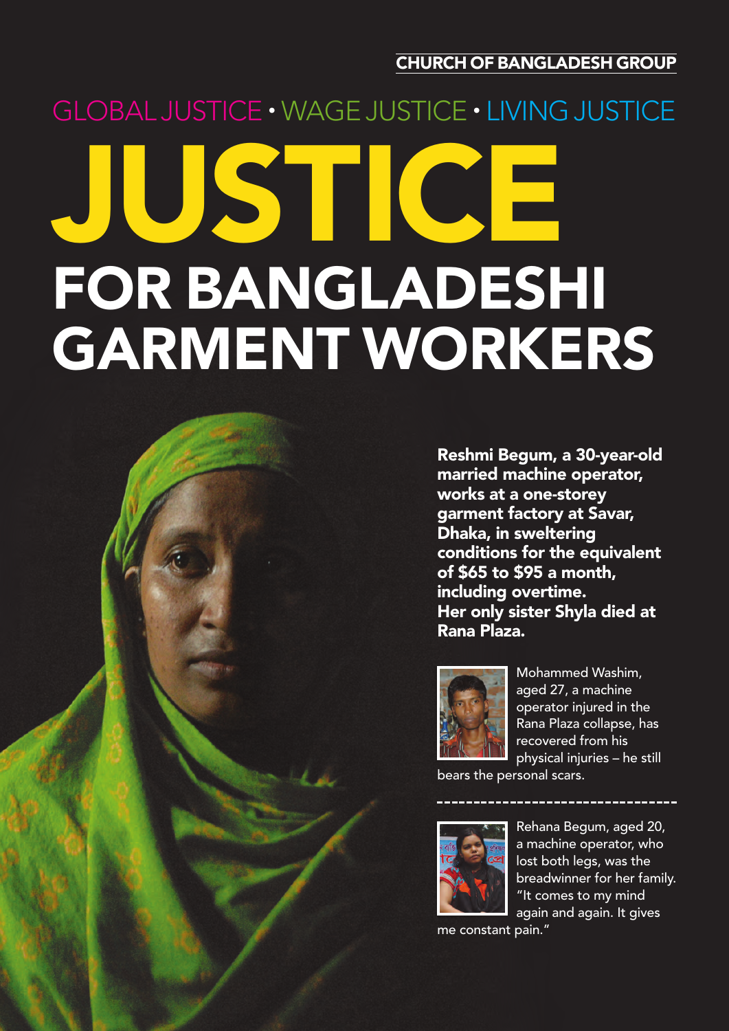CHURCH OF BANGLADESH GROUP

GLOBAL JUSTICE • WAGE JUSTICE • LIVING JUSTICE

# JUSTICE FOR BANGLADESHI GARMENT WORKERS

**Reshmi Begum, a 30-year-old married machine operator, works at a one-storey garment factory at Savar, Dhaka, in sweltering conditions for the equivalent of $65 to $95 a month, including overtime. Her only sister Shyla died at Rana Plaza.**

Mohammed Washim, aged 27, a machine operator injured in the Rana Plaza collapse, has recovered from his physical injuries – he still bears the personal scars.

---

Rehana Begum, aged 20, a machine operator, who lost both legs, was the breadwinner for her family. "It comes to my mind again and again. It gives me constant pain."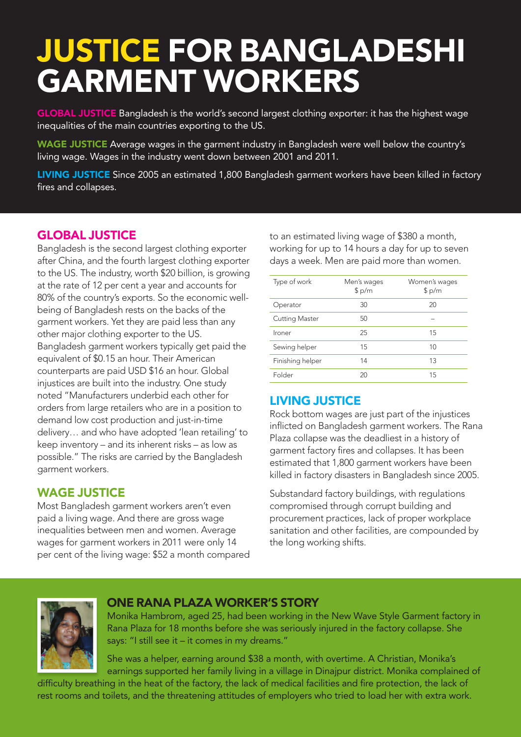# JUSTICE FOR BANGLADESHI GARMENT WORKERS

**GLOBAL JUSTICE** Bangladesh is the world's second largest clothing exporter: it has the highest wage inequalities of the main countries exporting to the US.

**WAGE JUSTICE** Average wages in the garment industry in Bangladesh were well below the country's living wage. Wages in the industry went down between 2001 and 2011.

**LIVING JUSTICE** Since 2005 an estimated 1,800 Bangladesh garment workers have been killed in factory fires and collapses.

## GLOBAL JUSTICE

Bangladesh is the second largest clothing exporter after China, and the fourth largest clothing exporter to the US. The industry, worth $20 billion, is growing at the rate of 12 per cent a year and accounts for 80% of the country's exports. So the economic well-being of Bangladesh rests on the backs of the garment workers. Yet they are paid less than any other major clothing exporter to the US. Bangladesh garment workers typically get paid the equivalent of $0.15 an hour. Their American counterparts are paid USD $16 an hour. Global injustices are built into the industry. One study noted "Manufacturers underbid each other for orders from large retailers who are in a position to demand low cost production and just-in-time delivery… and who have adopted 'lean retailing' to keep inventory – and its inherent risks – as low as possible." The risks are carried by the Bangladesh garment workers.

## WAGE JUSTICE

Most Bangladesh garment workers aren't even paid a living wage. And there are gross wage inequalities between men and women. Average wages for garment workers in 2011 were only 14 per cent of the living wage: $52 a month compared to an estimated living wage of $380 a month, working for up to 14 hours a day for up to seven days a week. Men are paid more than women.

| Type of work | Men's wages $ p/m | Women's wages $ p/m |
|---|---|---|
| Operator | 30 | 20 |
| Cutting Master | 50 | – |
| Ironer | 25 | 15 |
| Sewing helper | 15 | 10 |
| Finishing helper | 14 | 13 |
| Folder | 20 | 15 |

## LIVING JUSTICE

Rock bottom wages are just part of the injustices inflicted on Bangladesh garment workers. The Rana Plaza collapse was the deadliest in a history of garment factory fires and collapses. It has been estimated that 1,800 garment workers have been killed in factory disasters in Bangladesh since 2005.

Substandard factory buildings, with regulations compromised through corrupt building and procurement practices, lack of proper workplace sanitation and other facilities, are compounded by the long working shifts.

## ONE RANA PLAZA WORKER'S STORY

Monika Hambrom, aged 25, had been working in the New Wave Style Garment factory in Rana Plaza for 18 months before she was seriously injured in the factory collapse. She says: "I still see it – it comes in my dreams."

She was a helper, earning around $38 a month, with overtime. A Christian, Monika's earnings supported her family living in a village in Dinajpur district. Monika complained of difficulty breathing in the heat of the factory, the lack of medical facilities and fire protection, the lack of rest rooms and toilets, and the threatening attitudes of employers who tried to load her with extra work.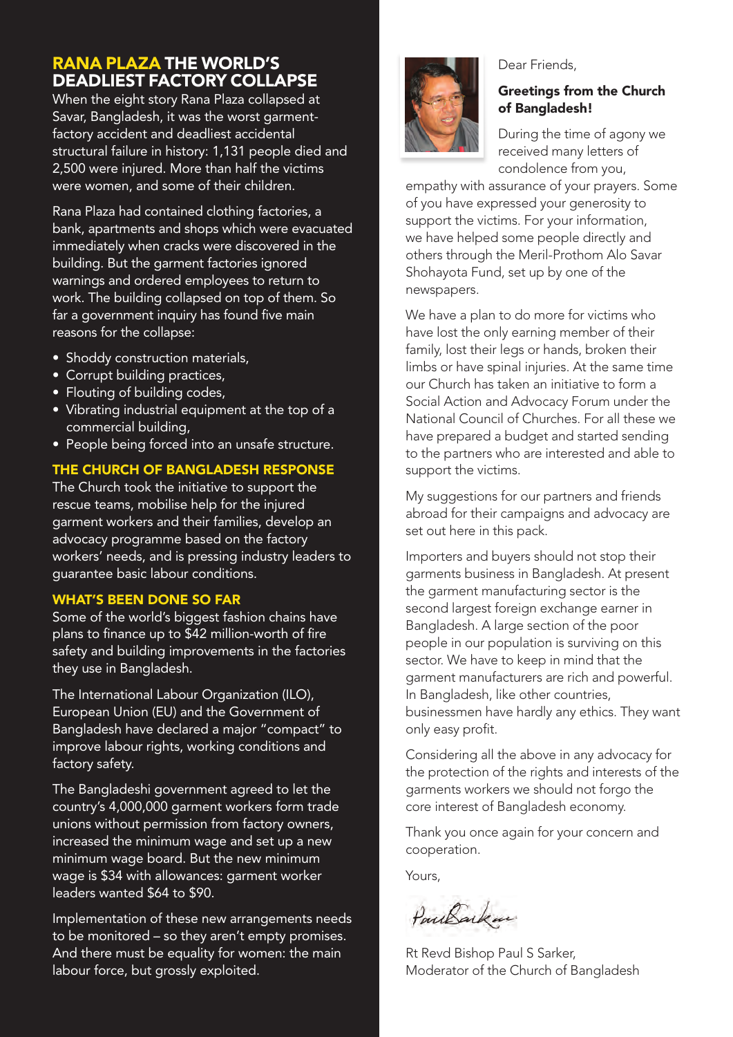## RANA PLAZA THE WORLD'S DEADLIEST FACTORY COLLAPSE

When the eight story Rana Plaza collapsed at Savar, Bangladesh, it was the worst garment-factory accident and deadliest accidental structural failure in history: 1,131 people died and 2,500 were injured. More than half the victims were women, and some of their children.

Rana Plaza had contained clothing factories, a bank, apartments and shops which were evacuated immediately when cracks were discovered in the building. But the garment factories ignored warnings and ordered employees to return to work. The building collapsed on top of them. So far a government inquiry has found five main reasons for the collapse:

- Shoddy construction materials,
- Corrupt building practices,
- Flouting of building codes,
- Vibrating industrial equipment at the top of a commercial building,
- People being forced into an unsafe structure.

### THE CHURCH OF BANGLADESH RESPONSE

The Church took the initiative to support the rescue teams, mobilise help for the injured garment workers and their families, develop an advocacy programme based on the factory workers' needs, and is pressing industry leaders to guarantee basic labour conditions.

### WHAT'S BEEN DONE SO FAR

Some of the world's biggest fashion chains have plans to finance up to $42 million-worth of fire safety and building improvements in the factories they use in Bangladesh.

The International Labour Organization (ILO), European Union (EU) and the Government of Bangladesh have declared a major "compact" to improve labour rights, working conditions and factory safety.

The Bangladeshi government agreed to let the country's 4,000,000 garment workers form trade unions without permission from factory owners, increased the minimum wage and set up a new minimum wage board. But the new minimum wage is $34 with allowances: garment worker leaders wanted $64 to $90.

Implementation of these new arrangements needs to be monitored – so they aren't empty promises. And there must be equality for women: the main labour force, but grossly exploited.

Dear Friends,

**Greetings from the Church of Bangladesh!**

During the time of agony we received many letters of condolence from you, empathy with assurance of your prayers. Some of you have expressed your generosity to support the victims. For your information, we have helped some people directly and others through the Meril-Prothom Alo Savar Shohayota Fund, set up by one of the newspapers.

We have a plan to do more for victims who have lost the only earning member of their family, lost their legs or hands, broken their limbs or have spinal injuries. At the same time our Church has taken an initiative to form a Social Action and Advocacy Forum under the National Council of Churches. For all these we have prepared a budget and started sending to the partners who are interested and able to support the victims.

My suggestions for our partners and friends abroad for their campaigns and advocacy are set out here in this pack.

Importers and buyers should not stop their garments business in Bangladesh. At present the garment manufacturing sector is the second largest foreign exchange earner in Bangladesh. A large section of the poor people in our population is surviving on this sector. We have to keep in mind that the garment manufacturers are rich and powerful. In Bangladesh, like other countries, businessmen have hardly any ethics. They want only easy profit.

Considering all the above in any advocacy for the protection of the rights and interests of the garments workers we should not forgo the core interest of Bangladesh economy.

Thank you once again for your concern and cooperation.

Yours,

Paul Sarker

Rt Revd Bishop Paul S Sarker,
Moderator of the Church of Bangladesh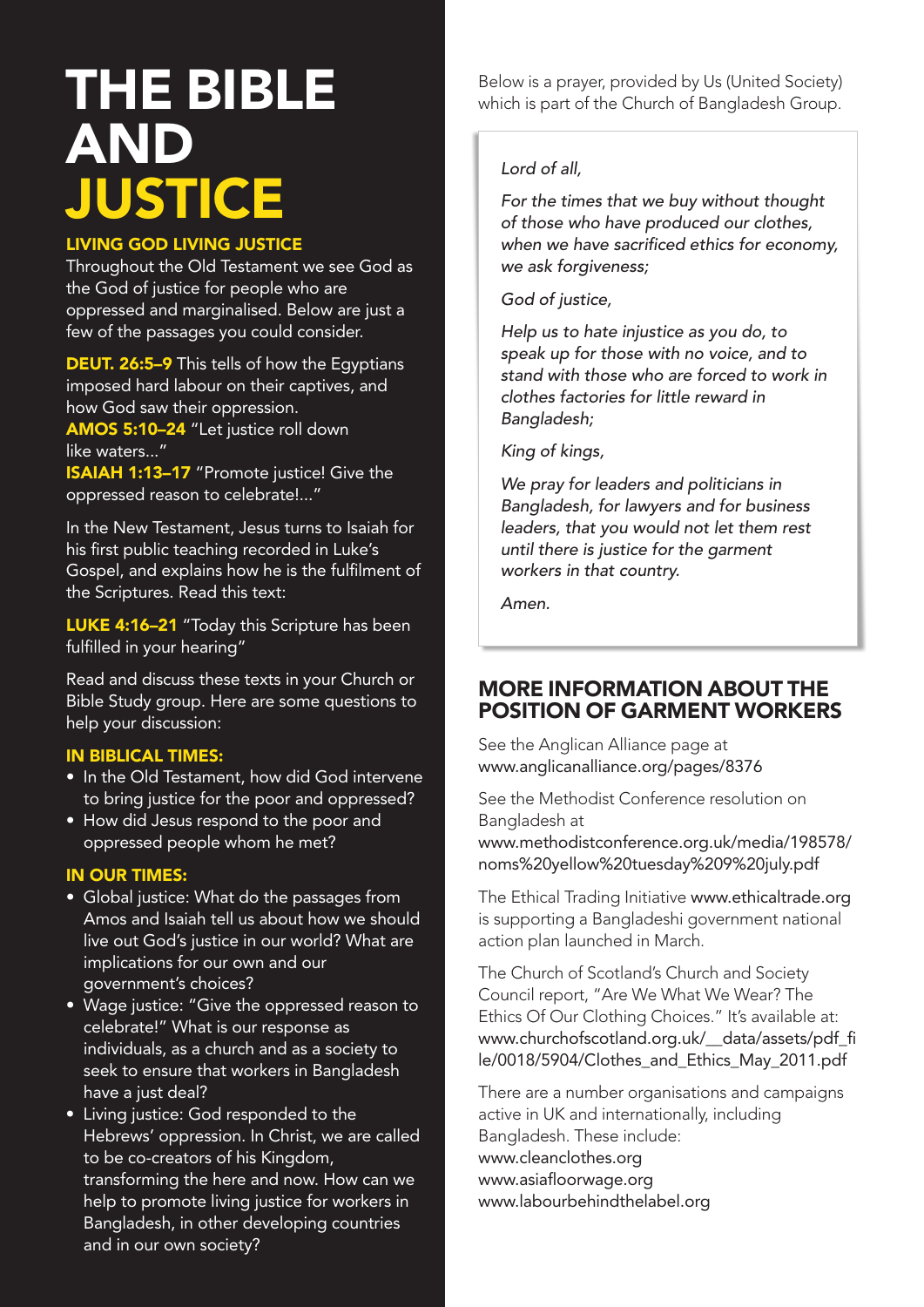# THE BIBLE AND JUSTICE

## LIVING GOD LIVING JUSTICE

Throughout the Old Testament we see God as the God of justice for people who are oppressed and marginalised. Below are just a few of the passages you could consider.

**DEUT. 26:5–9** This tells of how the Egyptians imposed hard labour on their captives, and how God saw their oppression.
**AMOS 5:10–24** "Let justice roll down like waters..."
**ISAIAH 1:13–17** "Promote justice! Give the oppressed reason to celebrate!..."

In the New Testament, Jesus turns to Isaiah for his first public teaching recorded in Luke's Gospel, and explains how he is the fulfilment of the Scriptures. Read this text:

**LUKE 4:16–21** "Today this Scripture has been fulfilled in your hearing"

Read and discuss these texts in your Church or Bible Study group. Here are some questions to help your discussion:

### IN BIBLICAL TIMES:

- In the Old Testament, how did God intervene to bring justice for the poor and oppressed?
- How did Jesus respond to the poor and oppressed people whom he met?

### IN OUR TIMES:

- Global justice: What do the passages from Amos and Isaiah tell us about how we should live out God's justice in our world? What are implications for our own and our government's choices?
- Wage justice: "Give the oppressed reason to celebrate!" What is our response as individuals, as a church and as a society to seek to ensure that workers in Bangladesh have a just deal?
- Living justice: God responded to the Hebrews' oppression. In Christ, we are called to be co-creators of his Kingdom, transforming the here and now. How can we help to promote living justice for workers in Bangladesh, in other developing countries and in our own society?

Below is a prayer, provided by Us (United Society) which is part of the Church of Bangladesh Group.

*Lord of all,*

*For the times that we buy without thought of those who have produced our clothes, when we have sacrificed ethics for economy, we ask forgiveness;*

*God of justice,*

*Help us to hate injustice as you do, to speak up for those with no voice, and to stand with those who are forced to work in clothes factories for little reward in Bangladesh;*

*King of kings,*

*We pray for leaders and politicians in Bangladesh, for lawyers and for business leaders, that you would not let them rest until there is justice for the garment workers in that country.*

*Amen.*

## MORE INFORMATION ABOUT THE POSITION OF GARMENT WORKERS

See the Anglican Alliance page at www.anglicanalliance.org/pages/8376

See the Methodist Conference resolution on Bangladesh at www.methodistconference.org.uk/media/198578/noms%20yellow%20tuesday%209%20july.pdf

The Ethical Trading Initiative www.ethicaltrade.org is supporting a Bangladeshi government national action plan launched in March.

The Church of Scotland's Church and Society Council report, "Are We What We Wear? The Ethics Of Our Clothing Choices." It's available at: www.churchofscotland.org.uk/__data/assets/pdf_file/0018/5904/Clothes_and_Ethics_May_2011.pdf

There are a number organisations and campaigns active in UK and internationally, including Bangladesh. These include:
www.cleanclothes.org
www.asiafloorwage.org
www.labourbehindthelabel.org